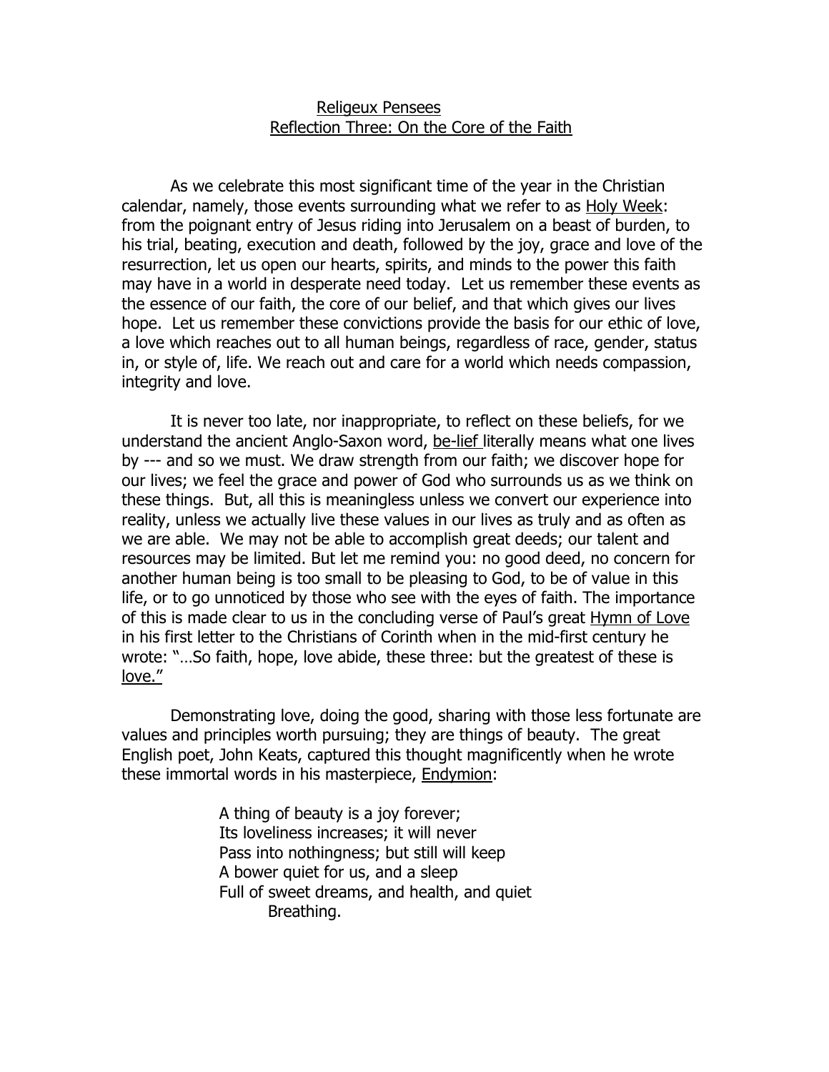# Religeux Pensees

## Reflection Three: On the Core of the Faith

As we celebrate this most significant time of the year in the Christian calendar, namely, those events surrounding what we refer to as Holy Week: from the poignant entry of Jesus riding into Jerusalem on a beast of burden, to his trial, beating, execution and death, followed by the joy, grace and love of the resurrection, let us open our hearts, spirits, and minds to the power this faith may have in a world in desperate need today. Let us remember these events as the essence of our faith, the core of our belief, and that which gives our lives hope. Let us remember these convictions provide the basis for our ethic of love, a love which reaches out to all human beings, regardless of race, gender, status in, or style of, life. We reach out and care for a world which needs compassion, integrity and love.

It is never too late, nor inappropriate, to reflect on these beliefs, for we understand the ancient Anglo-Saxon word, be-lief literally means what one lives by --- and so we must. We draw strength from our faith; we discover hope for our lives; we feel the grace and power of God who surrounds us as we think on these things. But, all this is meaningless unless we convert our experience into reality, unless we actually live these values in our lives as truly and as often as we are able. We may not be able to accomplish great deeds; our talent and resources may be limited. But let me remind you: no good deed, no concern for another human being is too small to be pleasing to God, to be of value in this life, or to go unnoticed by those who see with the eyes of faith. The importance of this is made clear to us in the concluding verse of Paul's great Hymn of Love in his first letter to the Christians of Corinth when in the mid-first century he wrote: "…So faith, hope, love abide, these three: but the greatest of these is love."

Demonstrating love, doing the good, sharing with those less fortunate are values and principles worth pursuing; they are things of beauty. The great English poet, John Keats, captured this thought magnificently when he wrote these immortal words in his masterpiece, Endymion:

> A thing of beauty is a joy forever;
> Its loveliness increases; it will never
> Pass into nothingness; but still will keep
> A bower quiet for us, and a sleep
> Full of sweet dreams, and health, and quiet
>     Breathing.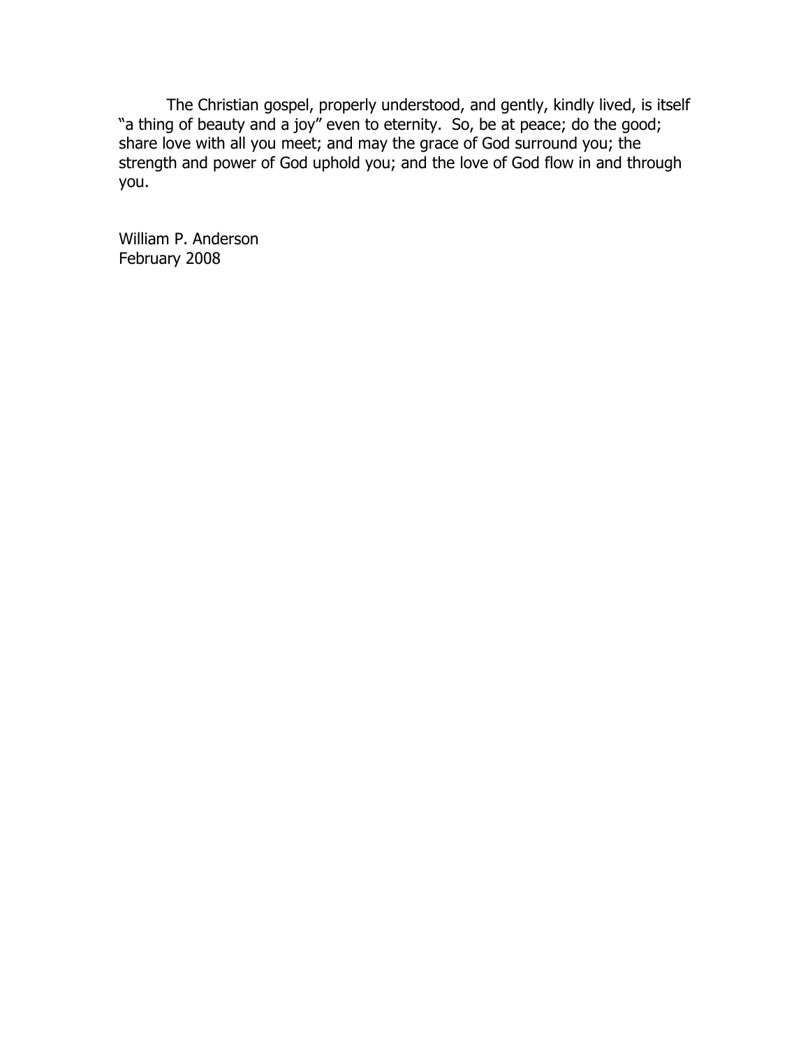The Christian gospel, properly understood, and gently, kindly lived, is itself "a thing of beauty and a joy" even to eternity. So, be at peace; do the good; share love with all you meet; and may the grace of God surround you; the strength and power of God uphold you; and the love of God flow in and through you.

William P. Anderson
February 2008